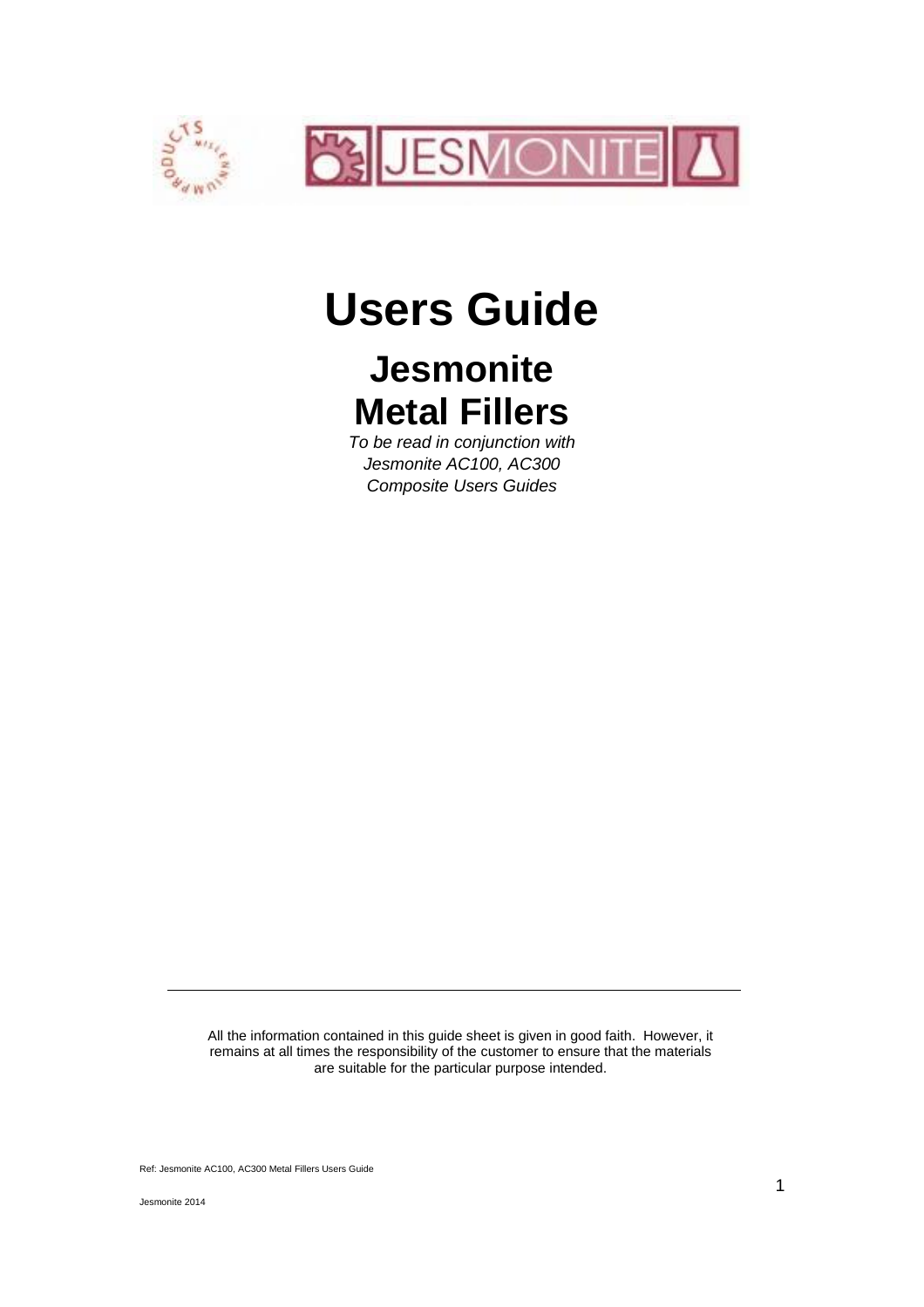# Users Guide

## Jesmonite
## Metal Fillers

*To be read in conjunction with*
*Jesmonite AC100, AC300*
*Composite Users Guides*

---

All the information contained in this guide sheet is given in good faith. However, it remains at all times the responsibility of the customer to ensure that the materials are suitable for the particular purpose intended.

Ref: Jesmonite AC100, AC300 Metal Fillers Users Guide

Jesmonite 2014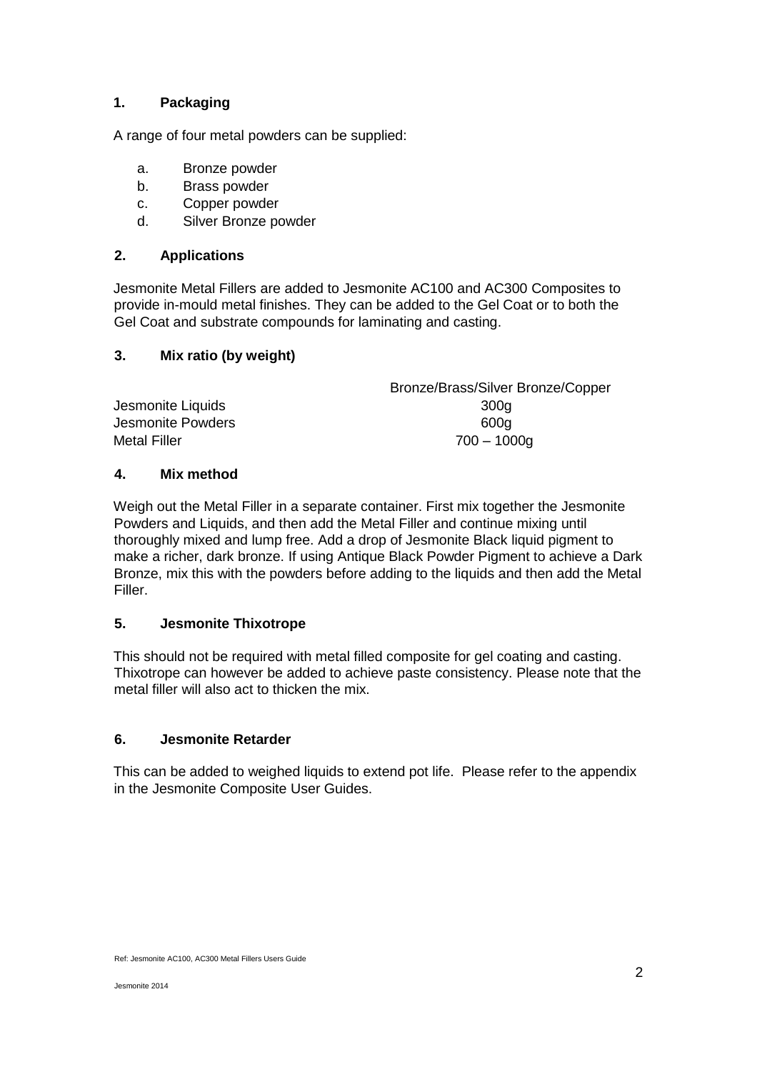## 1. Packaging

A range of four metal powders can be supplied:

a. Bronze powder
b. Brass powder
c. Copper powder
d. Silver Bronze powder

## 2. Applications

Jesmonite Metal Fillers are added to Jesmonite AC100 and AC300 Composites to provide in-mould metal finishes. They can be added to the Gel Coat or to both the Gel Coat and substrate compounds for laminating and casting.

## 3. Mix ratio (by weight)

| | Bronze/Brass/Silver Bronze/Copper |
|---|---|
| Jesmonite Liquids | 300g |
| Jesmonite Powders | 600g |
| Metal Filler | 700 – 1000g |

## 4. Mix method

Weigh out the Metal Filler in a separate container. First mix together the Jesmonite Powders and Liquids, and then add the Metal Filler and continue mixing until thoroughly mixed and lump free. Add a drop of Jesmonite Black liquid pigment to make a richer, dark bronze. If using Antique Black Powder Pigment to achieve a Dark Bronze, mix this with the powders before adding to the liquids and then add the Metal Filler.

## 5. Jesmonite Thixotrope

This should not be required with metal filled composite for gel coating and casting. Thixotrope can however be added to achieve paste consistency. Please note that the metal filler will also act to thicken the mix.

## 6. Jesmonite Retarder

This can be added to weighed liquids to extend pot life. Please refer to the appendix in the Jesmonite Composite User Guides.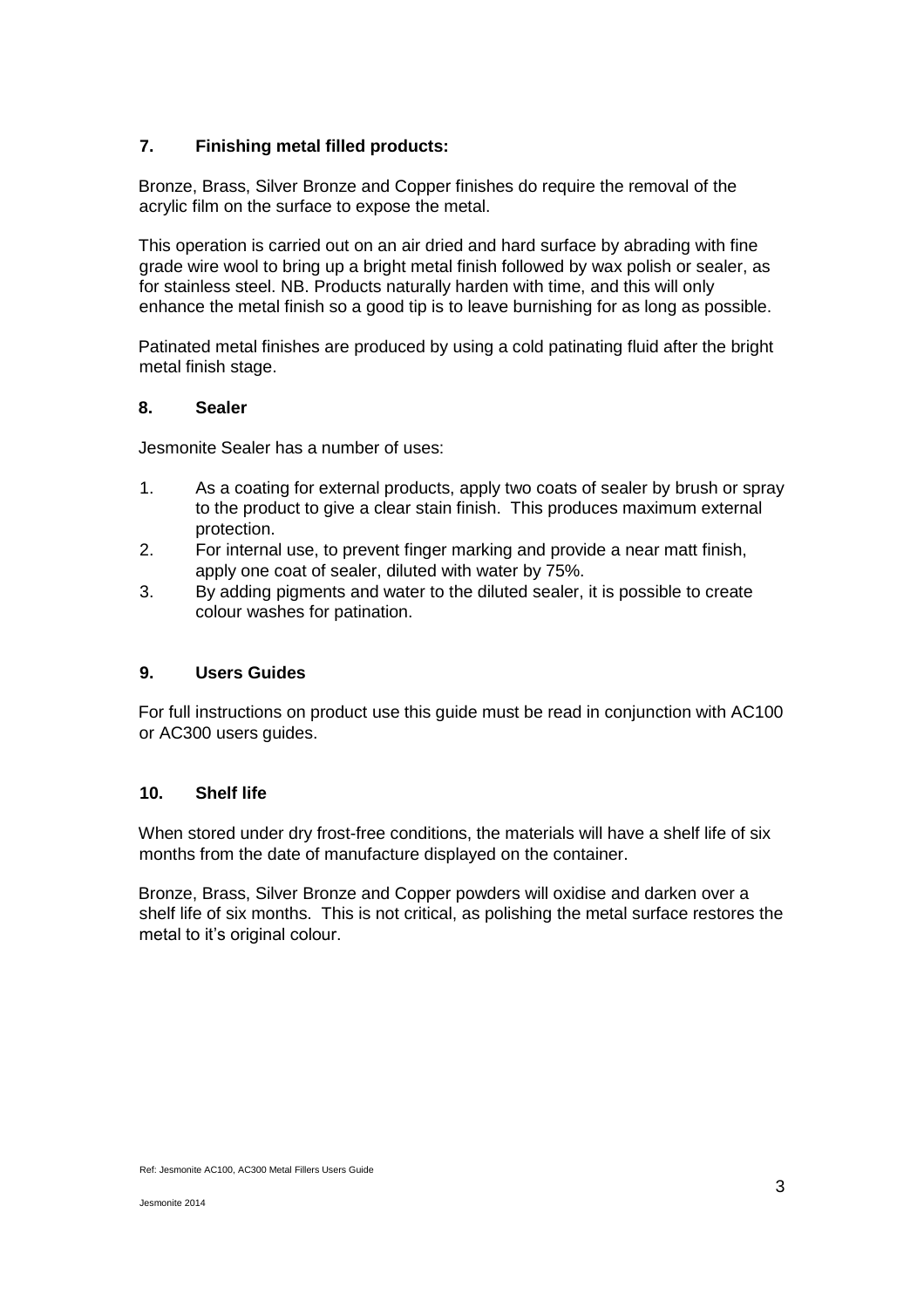## 7. Finishing metal filled products:

Bronze, Brass, Silver Bronze and Copper finishes do require the removal of the acrylic film on the surface to expose the metal.

This operation is carried out on an air dried and hard surface by abrading with fine grade wire wool to bring up a bright metal finish followed by wax polish or sealer, as for stainless steel. NB. Products naturally harden with time, and this will only enhance the metal finish so a good tip is to leave burnishing for as long as possible.

Patinated metal finishes are produced by using a cold patinating fluid after the bright metal finish stage.

## 8. Sealer

Jesmonite Sealer has a number of uses:

1. As a coating for external products, apply two coats of sealer by brush or spray to the product to give a clear stain finish. This produces maximum external protection.
2. For internal use, to prevent finger marking and provide a near matt finish, apply one coat of sealer, diluted with water by 75%.
3. By adding pigments and water to the diluted sealer, it is possible to create colour washes for patination.

## 9. Users Guides

For full instructions on product use this guide must be read in conjunction with AC100 or AC300 users guides.

## 10. Shelf life

When stored under dry frost-free conditions, the materials will have a shelf life of six months from the date of manufacture displayed on the container.

Bronze, Brass, Silver Bronze and Copper powders will oxidise and darken over a shelf life of six months. This is not critical, as polishing the metal surface restores the metal to it's original colour.